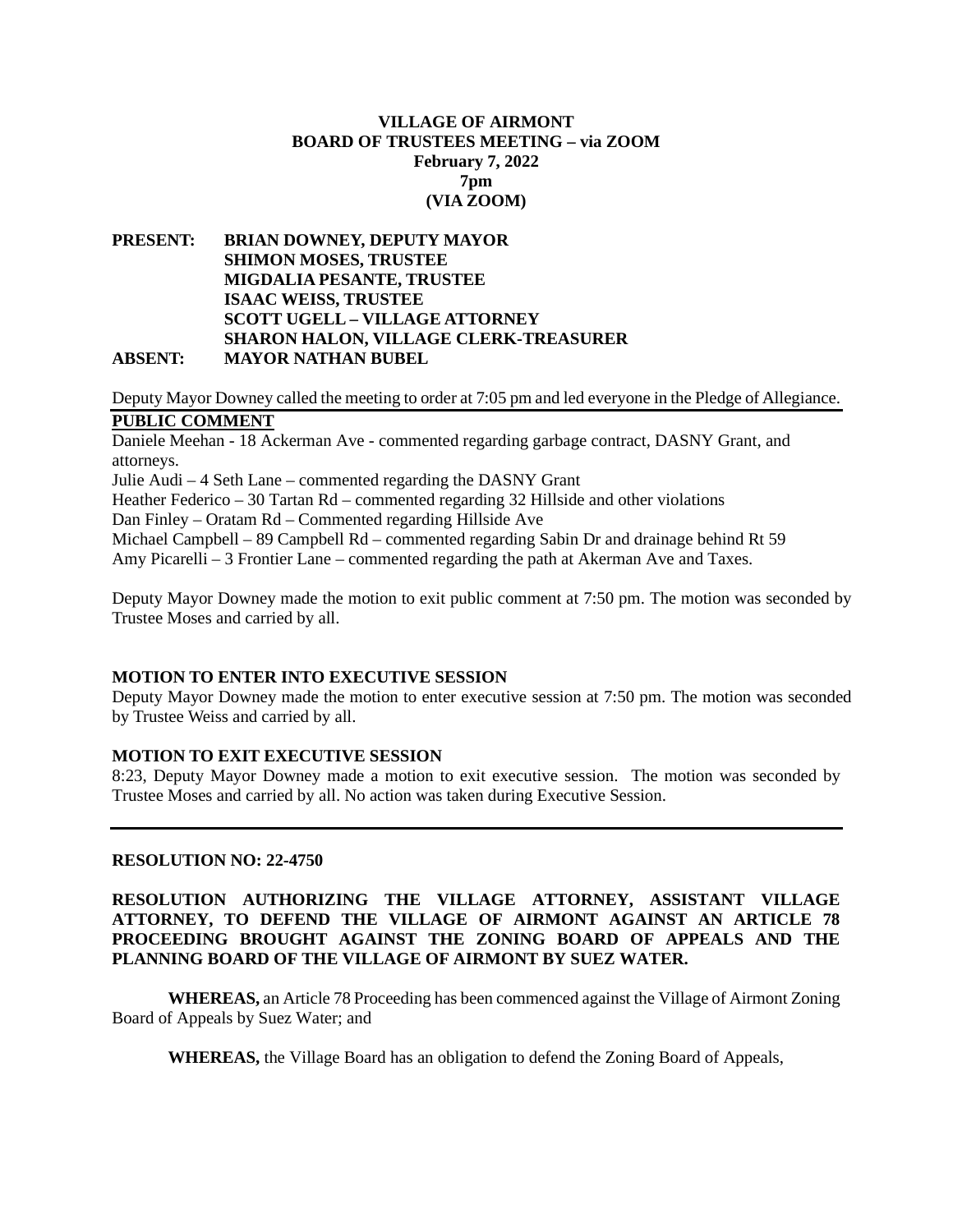# VILLAGE OF AIRMONT
## BOARD OF TRUSTEES MEETING – via ZOOM
**February 7, 2022**
**7pm**
**(VIA ZOOM)**

**PRESENT:** **BRIAN DOWNEY, DEPUTY MAYOR**
**SHIMON MOSES, TRUSTEE**
**MIGDALIA PESANTE, TRUSTEE**
**ISAAC WEISS, TRUSTEE**
**SCOTT UGELL – VILLAGE ATTORNEY**
**SHARON HALON, VILLAGE CLERK-TREASURER**
**ABSENT:** **MAYOR NATHAN BUBEL**

Deputy Mayor Downey called the meeting to order at 7:05 pm and led everyone in the Pledge of Allegiance.

**PUBLIC COMMENT**

Daniele Meehan - 18 Ackerman Ave - commented regarding garbage contract, DASNY Grant, and attorneys.
Julie Audi – 4 Seth Lane – commented regarding the DASNY Grant
Heather Federico – 30 Tartan Rd – commented regarding 32 Hillside and other violations
Dan Finley – Oratam Rd – Commented regarding Hillside Ave
Michael Campbell – 89 Campbell Rd – commented regarding Sabin Dr and drainage behind Rt 59
Amy Picarelli – 3 Frontier Lane – commented regarding the path at Akerman Ave and Taxes.

Deputy Mayor Downey made the motion to exit public comment at 7:50 pm. The motion was seconded by Trustee Moses and carried by all.

**MOTION TO ENTER INTO EXECUTIVE SESSION**

Deputy Mayor Downey made the motion to enter executive session at 7:50 pm. The motion was seconded by Trustee Weiss and carried by all.

**MOTION TO EXIT EXECUTIVE SESSION**

8:23, Deputy Mayor Downey made a motion to exit executive session. The motion was seconded by Trustee Moses and carried by all. No action was taken during Executive Session.

---

**RESOLUTION NO: 22-4750**

**RESOLUTION AUTHORIZING THE VILLAGE ATTORNEY, ASSISTANT VILLAGE ATTORNEY, TO DEFEND THE VILLAGE OF AIRMONT AGAINST AN ARTICLE 78 PROCEEDING BROUGHT AGAINST THE ZONING BOARD OF APPEALS AND THE PLANNING BOARD OF THE VILLAGE OF AIRMONT BY SUEZ WATER.**

**WHEREAS,** an Article 78 Proceeding has been commenced against the Village of Airmont Zoning Board of Appeals by Suez Water; and

**WHEREAS,** the Village Board has an obligation to defend the Zoning Board of Appeals,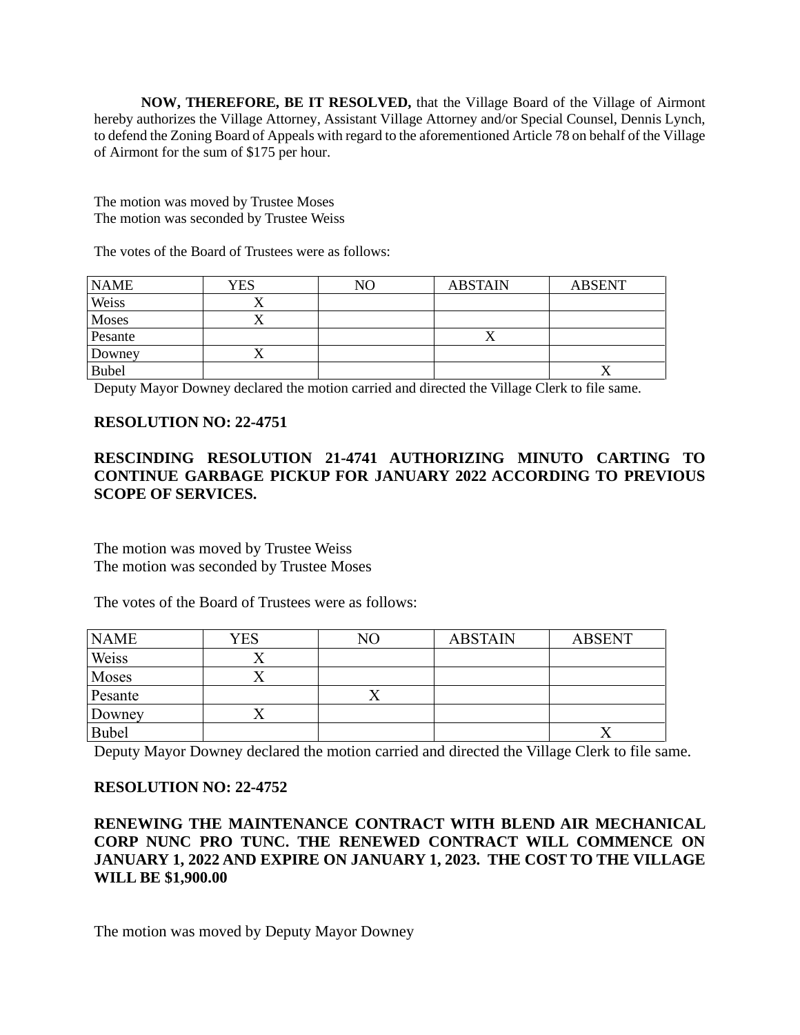**NOW, THEREFORE, BE IT RESOLVED,** that the Village Board of the Village of Airmont hereby authorizes the Village Attorney, Assistant Village Attorney and/or Special Counsel, Dennis Lynch, to defend the Zoning Board of Appeals with regard to the aforementioned Article 78 on behalf of the Village of Airmont for the sum of $175 per hour.

The motion was moved by Trustee Moses
The motion was seconded by Trustee Weiss

The votes of the Board of Trustees were as follows:

| NAME | YES | NO | ABSTAIN | ABSENT |
|---|---|---|---|---|
| Weiss | X | | | |
| Moses | X | | | |
| Pesante | | | X | |
| Downey | X | | | |
| Bubel | | | | X |

Deputy Mayor Downey declared the motion carried and directed the Village Clerk to file same.

**RESOLUTION NO: 22-4751**

**RESCINDING RESOLUTION 21-4741 AUTHORIZING MINUTO CARTING TO CONTINUE GARBAGE PICKUP FOR JANUARY 2022 ACCORDING TO PREVIOUS SCOPE OF SERVICES.**

The motion was moved by Trustee Weiss
The motion was seconded by Trustee Moses

The votes of the Board of Trustees were as follows:

| NAME | YES | NO | ABSTAIN | ABSENT |
|---|---|---|---|---|
| Weiss | X | | | |
| Moses | X | | | |
| Pesante | | X | | |
| Downey | X | | | |
| Bubel | | | | X |

Deputy Mayor Downey declared the motion carried and directed the Village Clerk to file same.

**RESOLUTION NO: 22-4752**

**RENEWING THE MAINTENANCE CONTRACT WITH BLEND AIR MECHANICAL CORP NUNC PRO TUNC. THE RENEWED CONTRACT WILL COMMENCE ON JANUARY 1, 2022 AND EXPIRE ON JANUARY 1, 2023. THE COST TO THE VILLAGE WILL BE $1,900.00**

The motion was moved by Deputy Mayor Downey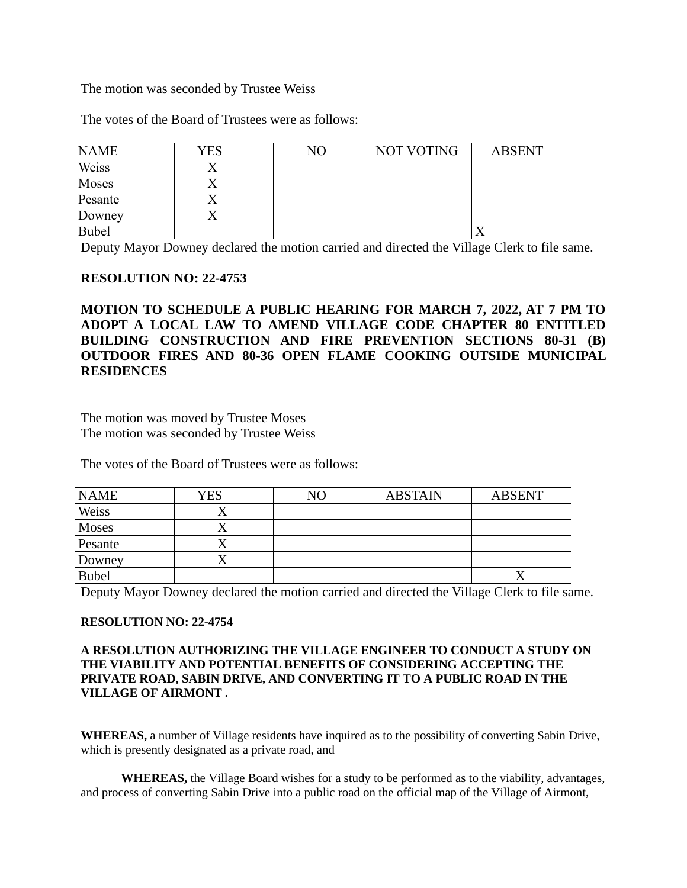The motion was seconded by Trustee Weiss

The votes of the Board of Trustees were as follows:

| NAME | YES | NO | NOT VOTING | ABSENT |
| --- | --- | --- | --- | --- |
| Weiss | X | | | |
| Moses | X | | | |
| Pesante | X | | | |
| Downey | X | | | |
| Bubel | | | | X |

Deputy Mayor Downey declared the motion carried and directed the Village Clerk to file same.

**RESOLUTION NO: 22-4753**

**MOTION TO SCHEDULE A PUBLIC HEARING FOR MARCH 7, 2022, AT 7 PM TO ADOPT A LOCAL LAW TO AMEND VILLAGE CODE CHAPTER 80 ENTITLED BUILDING CONSTRUCTION AND FIRE PREVENTION SECTIONS 80-31 (B) OUTDOOR FIRES AND 80-36 OPEN FLAME COOKING OUTSIDE MUNICIPAL RESIDENCES**

The motion was moved by Trustee Moses
The motion was seconded by Trustee Weiss

The votes of the Board of Trustees were as follows:

| NAME | YES | NO | ABSTAIN | ABSENT |
| --- | --- | --- | --- | --- |
| Weiss | X | | | |
| Moses | X | | | |
| Pesante | X | | | |
| Downey | X | | | |
| Bubel | | | | X |

Deputy Mayor Downey declared the motion carried and directed the Village Clerk to file same.

**RESOLUTION NO: 22-4754**

**A RESOLUTION AUTHORIZING THE VILLAGE ENGINEER TO CONDUCT A STUDY ON THE VIABILITY AND POTENTIAL BENEFITS OF CONSIDERING ACCEPTING THE PRIVATE ROAD, SABIN DRIVE, AND CONVERTING IT TO A PUBLIC ROAD IN THE VILLAGE OF AIRMONT .**

**WHEREAS,** a number of Village residents have inquired as to the possibility of converting Sabin Drive, which is presently designated as a private road, and

**WHEREAS,** the Village Board wishes for a study to be performed as to the viability, advantages, and process of converting Sabin Drive into a public road on the official map of the Village of Airmont,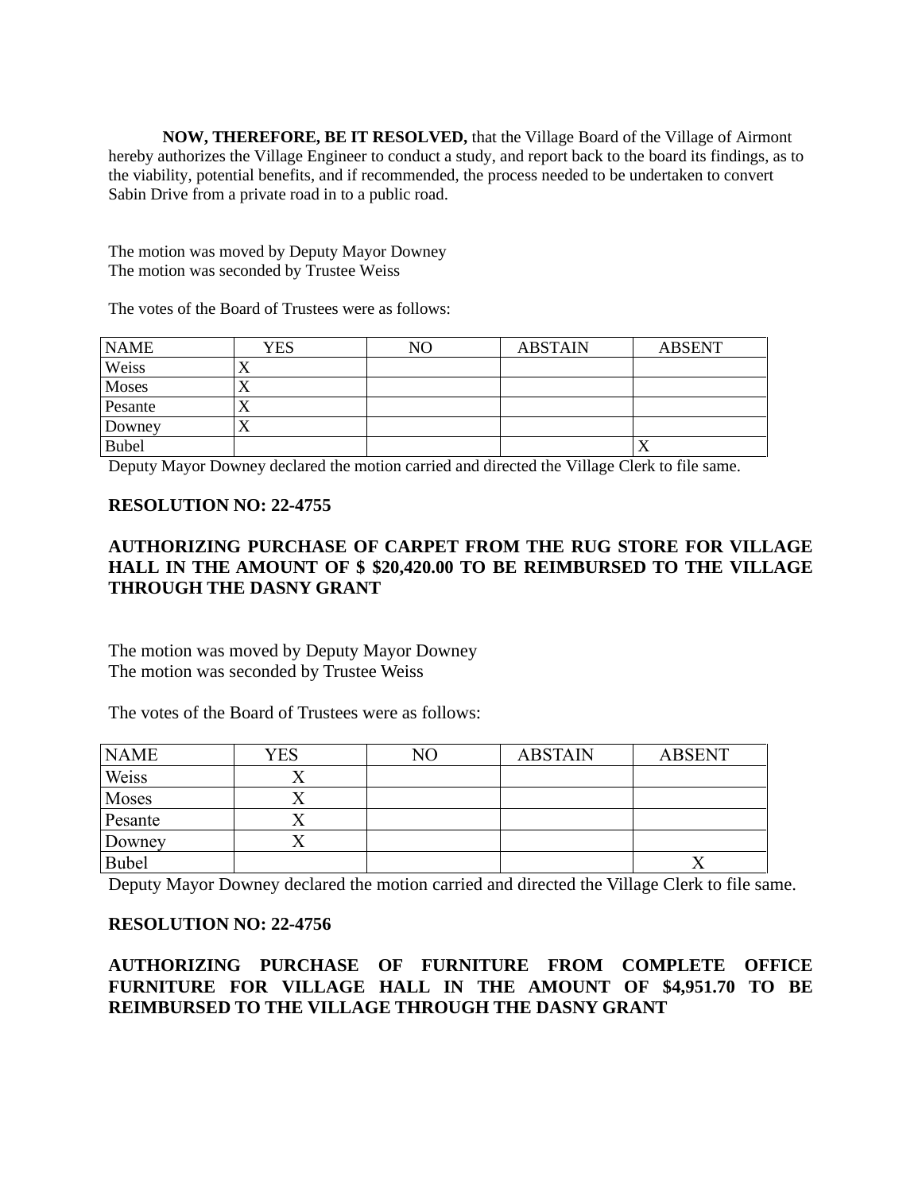**NOW, THEREFORE, BE IT RESOLVED,** that the Village Board of the Village of Airmont hereby authorizes the Village Engineer to conduct a study, and report back to the board its findings, as to the viability, potential benefits, and if recommended, the process needed to be undertaken to convert Sabin Drive from a private road in to a public road.

The motion was moved by Deputy Mayor Downey
The motion was seconded by Trustee Weiss

The votes of the Board of Trustees were as follows:

| NAME | YES | NO | ABSTAIN | ABSENT |
|---|---|---|---|---|
| Weiss | X | | | |
| Moses | X | | | |
| Pesante | X | | | |
| Downey | X | | | |
| Bubel | | | | X |

Deputy Mayor Downey declared the motion carried and directed the Village Clerk to file same.

**RESOLUTION NO: 22-4755**

**AUTHORIZING PURCHASE OF CARPET FROM THE RUG STORE FOR VILLAGE HALL IN THE AMOUNT OF $ $20,420.00 TO BE REIMBURSED TO THE VILLAGE THROUGH THE DASNY GRANT**

The motion was moved by Deputy Mayor Downey
The motion was seconded by Trustee Weiss

The votes of the Board of Trustees were as follows:

| NAME | YES | NO | ABSTAIN | ABSENT |
|---|---|---|---|---|
| Weiss | X | | | |
| Moses | X | | | |
| Pesante | X | | | |
| Downey | X | | | |
| Bubel | | | | X |

Deputy Mayor Downey declared the motion carried and directed the Village Clerk to file same.

**RESOLUTION NO: 22-4756**

**AUTHORIZING PURCHASE OF FURNITURE FROM COMPLETE OFFICE FURNITURE FOR VILLAGE HALL IN THE AMOUNT OF $4,951.70 TO BE REIMBURSED TO THE VILLAGE THROUGH THE DASNY GRANT**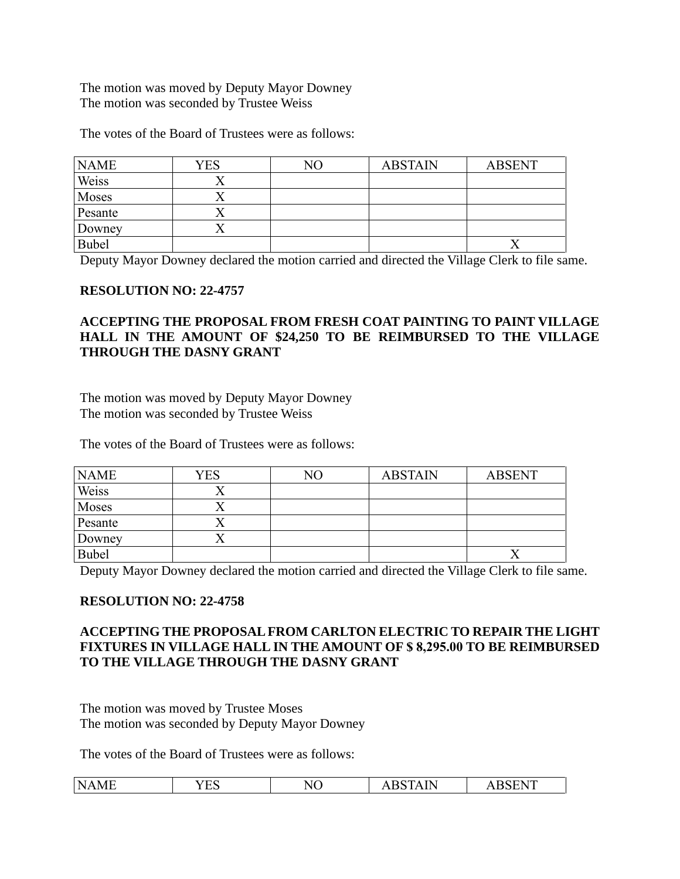The motion was moved by Deputy Mayor Downey
The motion was seconded by Trustee Weiss

The votes of the Board of Trustees were as follows:

| NAME | YES | NO | ABSTAIN | ABSENT |
|---|---|---|---|---|
| Weiss | X | | | |
| Moses | X | | | |
| Pesante | X | | | |
| Downey | X | | | |
| Bubel | | | | X |

Deputy Mayor Downey declared the motion carried and directed the Village Clerk to file same.

**RESOLUTION NO: 22-4757**

**ACCEPTING THE PROPOSAL FROM FRESH COAT PAINTING TO PAINT VILLAGE HALL IN THE AMOUNT OF $24,250 TO BE REIMBURSED TO THE VILLAGE THROUGH THE DASNY GRANT**

The motion was moved by Deputy Mayor Downey
The motion was seconded by Trustee Weiss

The votes of the Board of Trustees were as follows:

| NAME | YES | NO | ABSTAIN | ABSENT |
|---|---|---|---|---|
| Weiss | X | | | |
| Moses | X | | | |
| Pesante | X | | | |
| Downey | X | | | |
| Bubel | | | | X |

Deputy Mayor Downey declared the motion carried and directed the Village Clerk to file same.

**RESOLUTION NO: 22-4758**

**ACCEPTING THE PROPOSAL FROM CARLTON ELECTRIC TO REPAIR THE LIGHT FIXTURES IN VILLAGE HALL IN THE AMOUNT OF $ 8,295.00 TO BE REIMBURSED TO THE VILLAGE THROUGH THE DASNY GRANT**

The motion was moved by Trustee Moses
The motion was seconded by Deputy Mayor Downey

The votes of the Board of Trustees were as follows:

| NAME | YES | NO | ABSTAIN | ABSENT |
|---|---|---|---|---|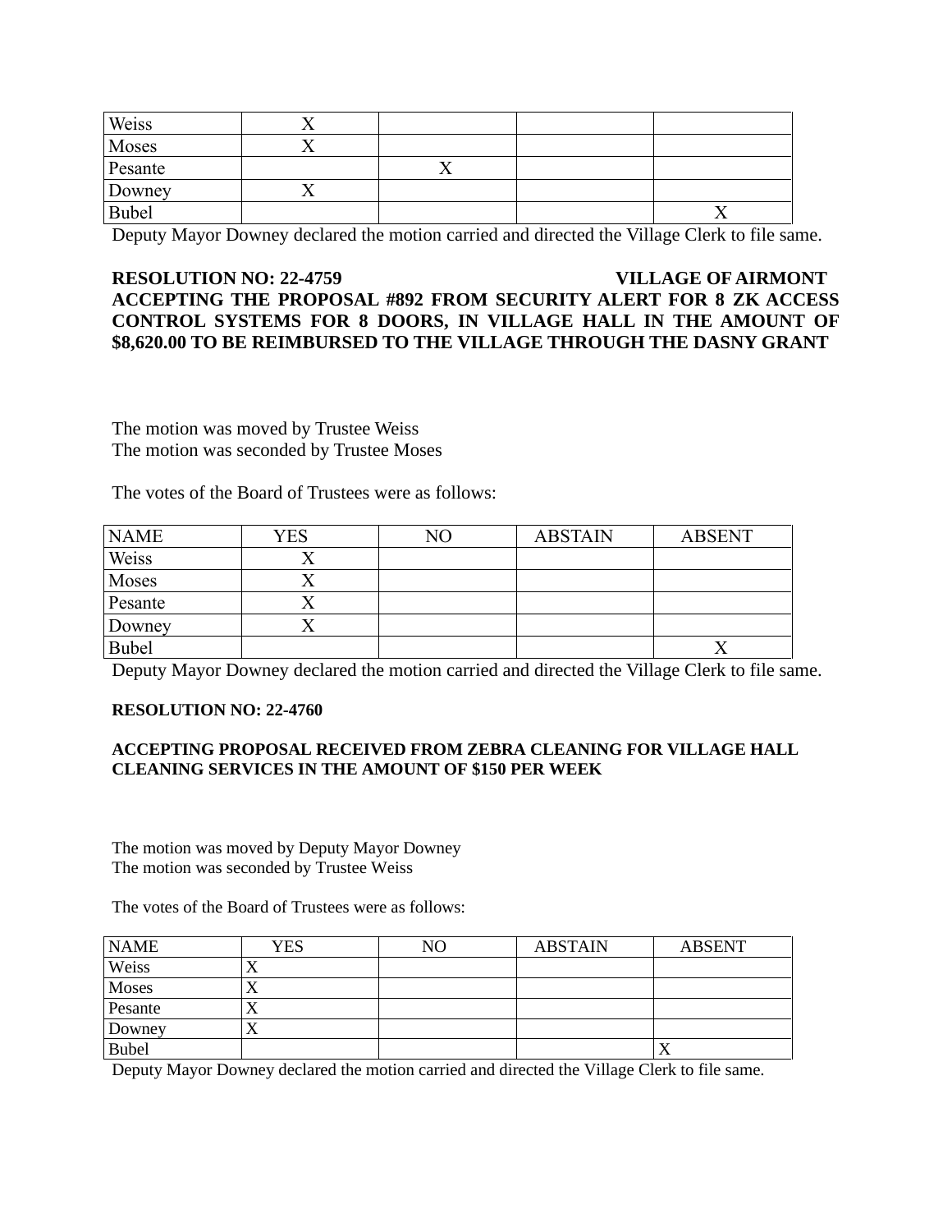| Weiss | X | | | |
|---|---|---|---|---|
| Moses | X | | | |
| Pesante | | X | | |
| Downey | X | | | |
| Bubel | | | | X |

Deputy Mayor Downey declared the motion carried and directed the Village Clerk to file same.

**RESOLUTION NO: 22-4759 VILLAGE OF AIRMONT**
**ACCEPTING THE PROPOSAL #892 FROM SECURITY ALERT FOR 8 ZK ACCESS CONTROL SYSTEMS FOR 8 DOORS, IN VILLAGE HALL IN THE AMOUNT OF $8,620.00 TO BE REIMBURSED TO THE VILLAGE THROUGH THE DASNY GRANT**

The motion was moved by Trustee Weiss
The motion was seconded by Trustee Moses

The votes of the Board of Trustees were as follows:

| NAME | YES | NO | ABSTAIN | ABSENT |
|---|---|---|---|---|
| Weiss | X | | | |
| Moses | X | | | |
| Pesante | X | | | |
| Downey | X | | | |
| Bubel | | | | X |

Deputy Mayor Downey declared the motion carried and directed the Village Clerk to file same.

**RESOLUTION NO: 22-4760**

**ACCEPTING PROPOSAL RECEIVED FROM ZEBRA CLEANING FOR VILLAGE HALL CLEANING SERVICES IN THE AMOUNT OF $150 PER WEEK**

The motion was moved by Deputy Mayor Downey
The motion was seconded by Trustee Weiss

The votes of the Board of Trustees were as follows:

| NAME | YES | NO | ABSTAIN | ABSENT |
|---|---|---|---|---|
| Weiss | X | | | |
| Moses | X | | | |
| Pesante | X | | | |
| Downey | X | | | |
| Bubel | | | | X |

Deputy Mayor Downey declared the motion carried and directed the Village Clerk to file same.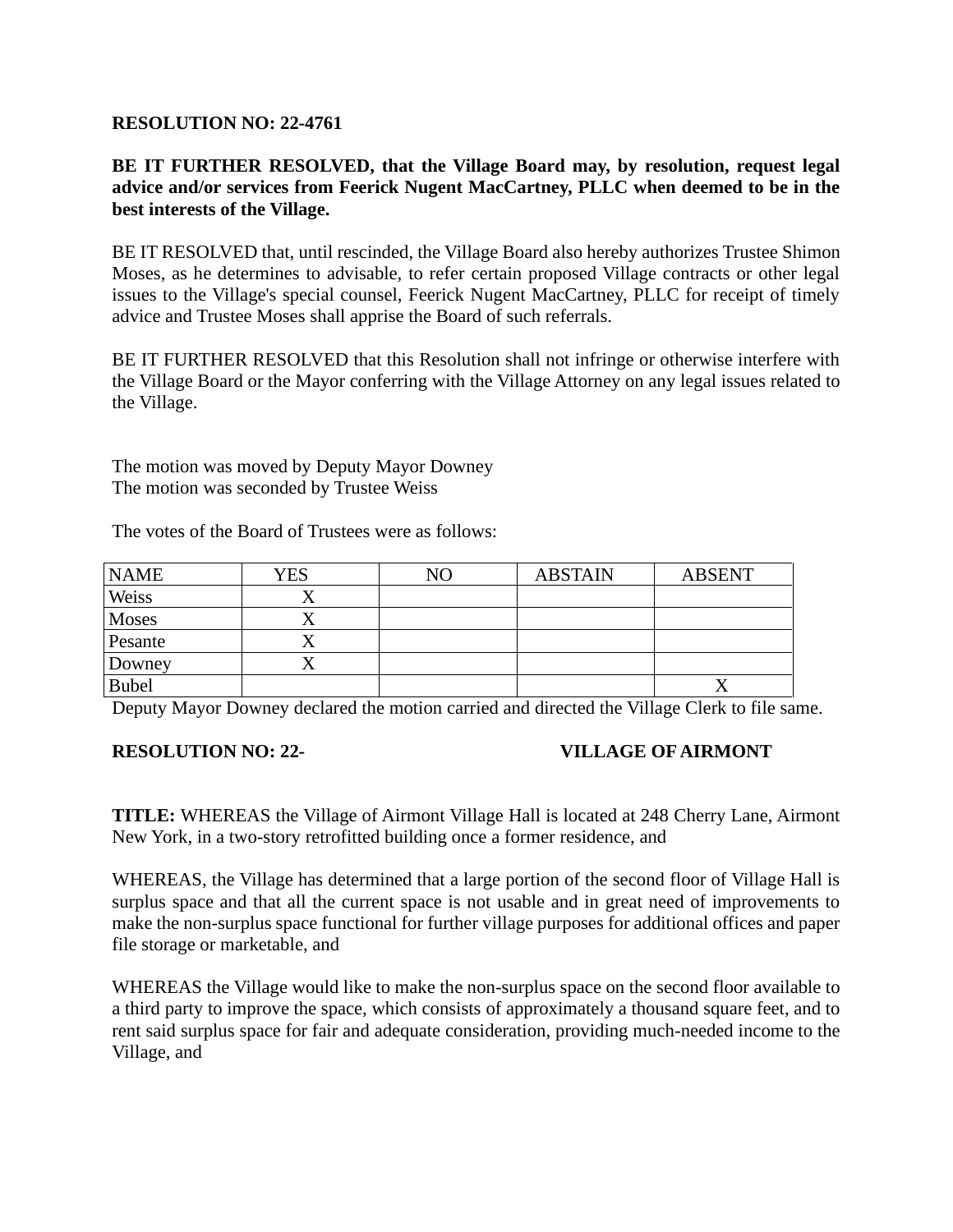**RESOLUTION NO: 22-4761**

**BE IT FURTHER RESOLVED, that the Village Board may, by resolution, request legal advice and/or services from Feerick Nugent MacCartney, PLLC when deemed to be in the best interests of the Village.**

BE IT RESOLVED that, until rescinded, the Village Board also hereby authorizes Trustee Shimon Moses, as he determines to advisable, to refer certain proposed Village contracts or other legal issues to the Village's special counsel, Feerick Nugent MacCartney, PLLC for receipt of timely advice and Trustee Moses shall apprise the Board of such referrals.

BE IT FURTHER RESOLVED that this Resolution shall not infringe or otherwise interfere with the Village Board or the Mayor conferring with the Village Attorney on any legal issues related to the Village.

The motion was moved by Deputy Mayor Downey
The motion was seconded by Trustee Weiss

The votes of the Board of Trustees were as follows:

| NAME | YES | NO | ABSTAIN | ABSENT |
|---|---|---|---|---|
| Weiss | X | | | |
| Moses | X | | | |
| Pesante | X | | | |
| Downey | X | | | |
| Bubel | | | | X |

Deputy Mayor Downey declared the motion carried and directed the Village Clerk to file same.

**RESOLUTION NO: 22-** **VILLAGE OF AIRMONT**

**TITLE:** WHEREAS the Village of Airmont Village Hall is located at 248 Cherry Lane, Airmont New York, in a two-story retrofitted building once a former residence, and

WHEREAS, the Village has determined that a large portion of the second floor of Village Hall is surplus space and that all the current space is not usable and in great need of improvements to make the non-surplus space functional for further village purposes for additional offices and paper file storage or marketable, and

WHEREAS the Village would like to make the non-surplus space on the second floor available to a third party to improve the space, which consists of approximately a thousand square feet, and to rent said surplus space for fair and adequate consideration, providing much-needed income to the Village, and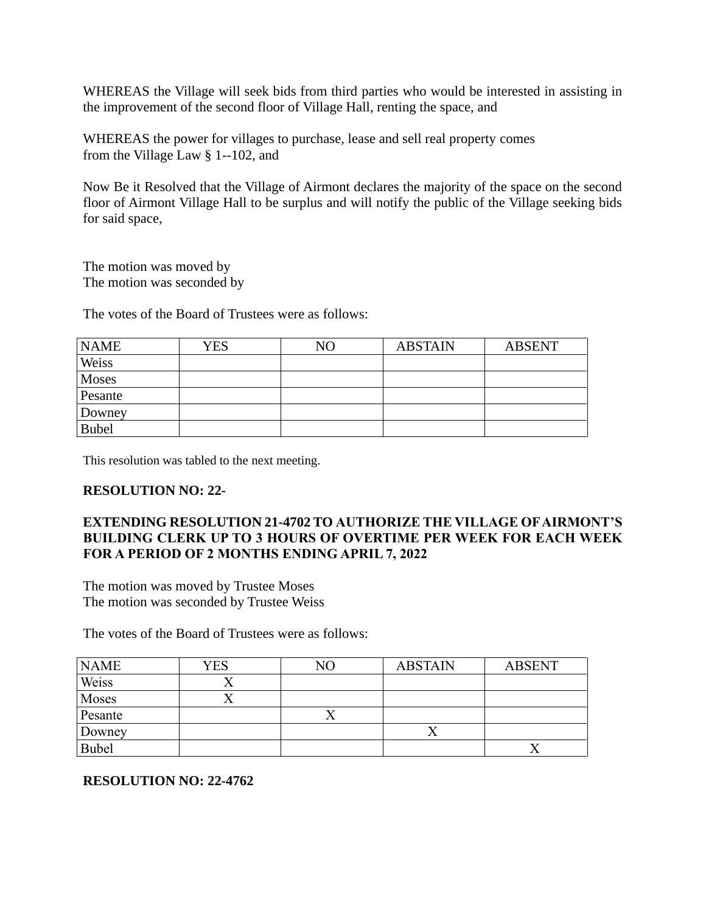WHEREAS the Village will seek bids from third parties who would be interested in assisting in the improvement of the second floor of Village Hall, renting the space, and

WHEREAS the power for villages to purchase, lease and sell real property comes from the Village Law § 1--102, and

Now Be it Resolved that the Village of Airmont declares the majority of the space on the second floor of Airmont Village Hall to be surplus and will notify the public of the Village seeking bids for said space,

The motion was moved by
The motion was seconded by

The votes of the Board of Trustees were as follows:

| NAME | YES | NO | ABSTAIN | ABSENT |
|---|---|---|---|---|
| Weiss | | | | |
| Moses | | | | |
| Pesante | | | | |
| Downey | | | | |
| Bubel | | | | |

This resolution was tabled to the next meeting.

**RESOLUTION NO: 22-**

**EXTENDING RESOLUTION 21-4702 TO AUTHORIZE THE VILLAGE OF AIRMONT'S BUILDING CLERK UP TO 3 HOURS OF OVERTIME PER WEEK FOR EACH WEEK FOR A PERIOD OF 2 MONTHS ENDING APRIL 7, 2022**

The motion was moved by Trustee Moses
The motion was seconded by Trustee Weiss

The votes of the Board of Trustees were as follows:

| NAME | YES | NO | ABSTAIN | ABSENT |
|---|---|---|---|---|
| Weiss | X | | | |
| Moses | X | | | |
| Pesante | | X | | |
| Downey | | | X | |
| Bubel | | | | X |

**RESOLUTION NO: 22-4762**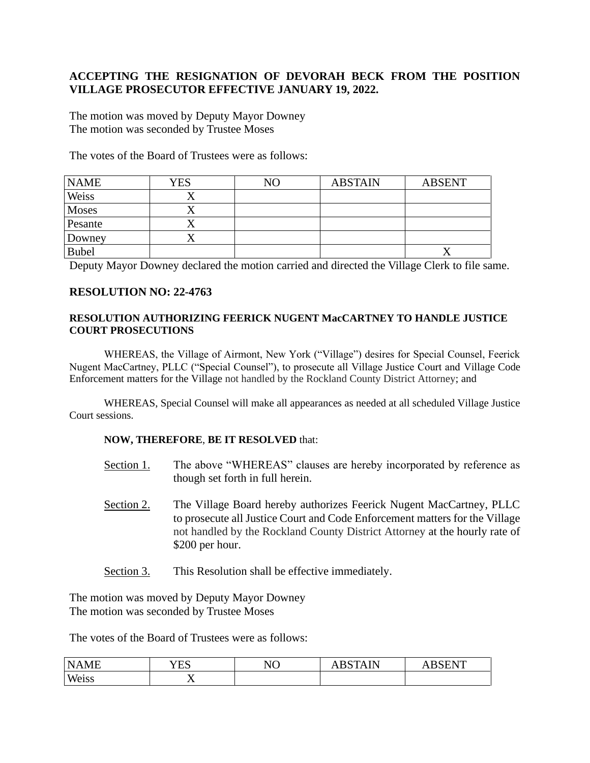**ACCEPTING THE RESIGNATION OF DEVORAH BECK FROM THE POSITION VILLAGE PROSECUTOR EFFECTIVE JANUARY 19, 2022.**

The motion was moved by Deputy Mayor Downey
The motion was seconded by Trustee Moses

The votes of the Board of Trustees were as follows:

| NAME | YES | NO | ABSTAIN | ABSENT |
|---|---|---|---|---|
| Weiss | X | | | |
| Moses | X | | | |
| Pesante | X | | | |
| Downey | X | | | |
| Bubel | | | | X |

Deputy Mayor Downey declared the motion carried and directed the Village Clerk to file same.

**RESOLUTION NO: 22-4763**

**RESOLUTION AUTHORIZING FEERICK NUGENT MacCARTNEY TO HANDLE JUSTICE COURT PROSECUTIONS**

WHEREAS, the Village of Airmont, New York ("Village") desires for Special Counsel, Feerick Nugent MacCartney, PLLC ("Special Counsel"), to prosecute all Village Justice Court and Village Code Enforcement matters for the Village not handled by the Rockland County District Attorney; and

WHEREAS, Special Counsel will make all appearances as needed at all scheduled Village Justice Court sessions.

**NOW, THEREFORE**, **BE IT RESOLVED** that:

Section 1. The above "WHEREAS" clauses are hereby incorporated by reference as though set forth in full herein.

Section 2. The Village Board hereby authorizes Feerick Nugent MacCartney, PLLC to prosecute all Justice Court and Code Enforcement matters for the Village not handled by the Rockland County District Attorney at the hourly rate of $200 per hour.

Section 3. This Resolution shall be effective immediately.

The motion was moved by Deputy Mayor Downey
The motion was seconded by Trustee Moses

The votes of the Board of Trustees were as follows:

| NAME | YES | NO | ABSTAIN | ABSENT |
|---|---|---|---|---|
| Weiss | X | | | |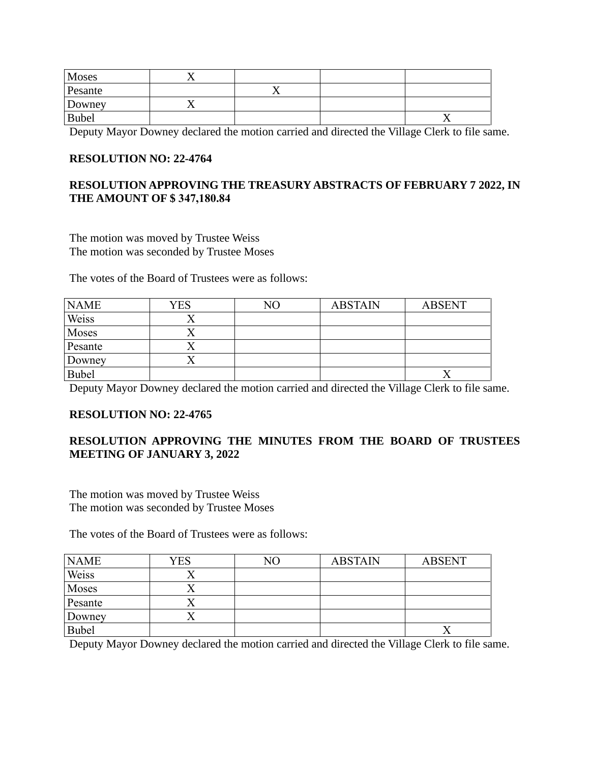| Moses | X | | | |
|---|---|---|---|---|
| Pesante | | X | | |
| Downey | X | | | |
| Bubel | | | | X |

Deputy Mayor Downey declared the motion carried and directed the Village Clerk to file same.

**RESOLUTION NO: 22-4764**

**RESOLUTION APPROVING THE TREASURY ABSTRACTS OF FEBRUARY 7 2022, IN THE AMOUNT OF $ 347,180.84**

The motion was moved by Trustee Weiss
The motion was seconded by Trustee Moses

The votes of the Board of Trustees were as follows:

| NAME | YES | NO | ABSTAIN | ABSENT |
|---|---|---|---|---|
| Weiss | X | | | |
| Moses | X | | | |
| Pesante | X | | | |
| Downey | X | | | |
| Bubel | | | | X |

Deputy Mayor Downey declared the motion carried and directed the Village Clerk to file same.

**RESOLUTION NO: 22-4765**

**RESOLUTION APPROVING THE MINUTES FROM THE BOARD OF TRUSTEES MEETING OF JANUARY 3, 2022**

The motion was moved by Trustee Weiss
The motion was seconded by Trustee Moses

The votes of the Board of Trustees were as follows:

| NAME | YES | NO | ABSTAIN | ABSENT |
|---|---|---|---|---|
| Weiss | X | | | |
| Moses | X | | | |
| Pesante | X | | | |
| Downey | X | | | |
| Bubel | | | | X |

Deputy Mayor Downey declared the motion carried and directed the Village Clerk to file same.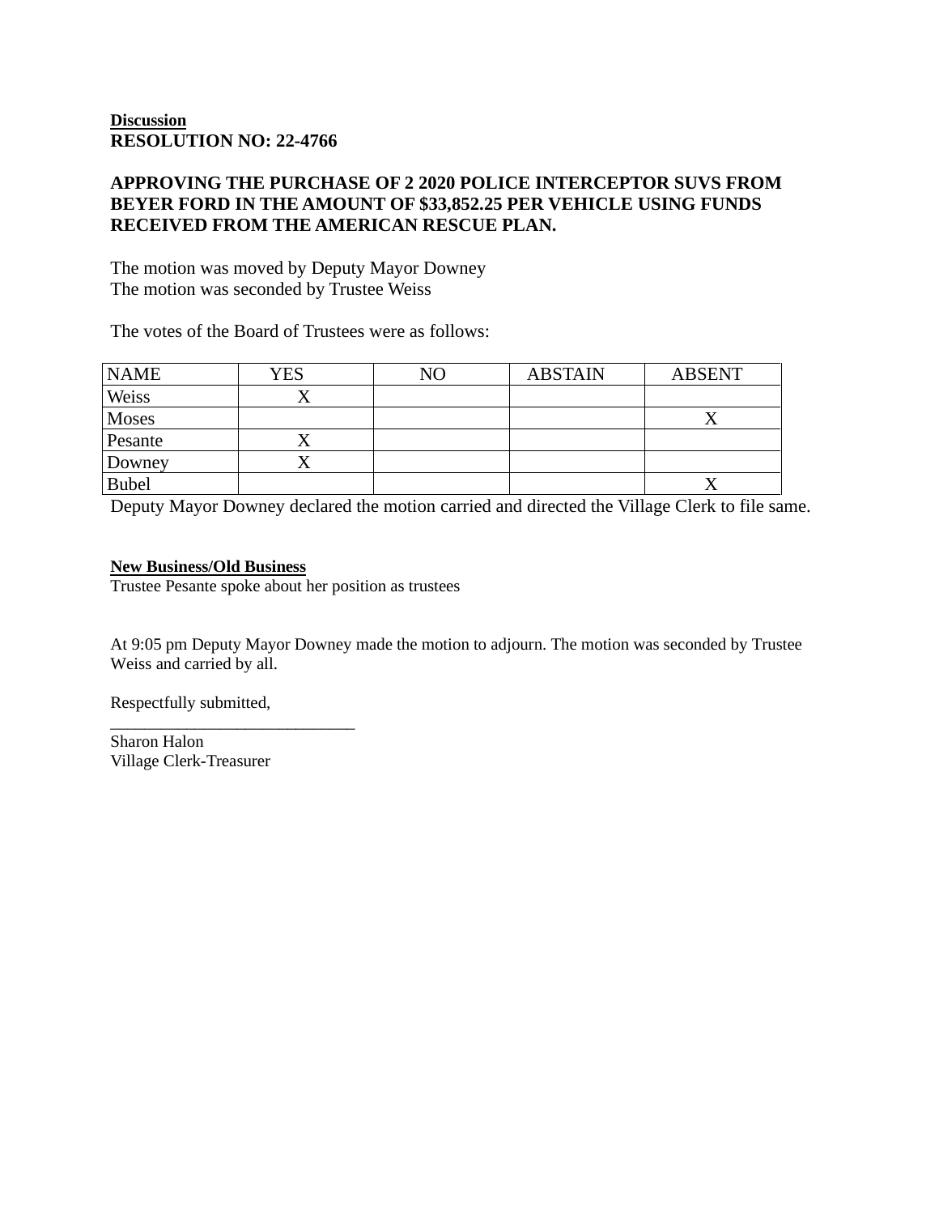**Discussion**
**RESOLUTION NO: 22-4766**

**APPROVING THE PURCHASE OF 2 2020 POLICE INTERCEPTOR SUVS FROM BEYER FORD IN THE AMOUNT OF $33,852.25 PER VEHICLE USING FUNDS RECEIVED FROM THE AMERICAN RESCUE PLAN.**

The motion was moved by Deputy Mayor Downey
The motion was seconded by Trustee Weiss

The votes of the Board of Trustees were as follows:

| NAME | YES | NO | ABSTAIN | ABSENT |
|---|---|---|---|---|
| Weiss | X | | | |
| Moses | | | | X |
| Pesante | X | | | |
| Downey | X | | | |
| Bubel | | | | X |

Deputy Mayor Downey declared the motion carried and directed the Village Clerk to file same.

**New Business/Old Business**
Trustee Pesante spoke about her position as trustees

At 9:05 pm Deputy Mayor Downey made the motion to adjourn. The motion was seconded by Trustee Weiss and carried by all.

Respectfully submitted,

______________________________
Sharon Halon
Village Clerk-Treasurer